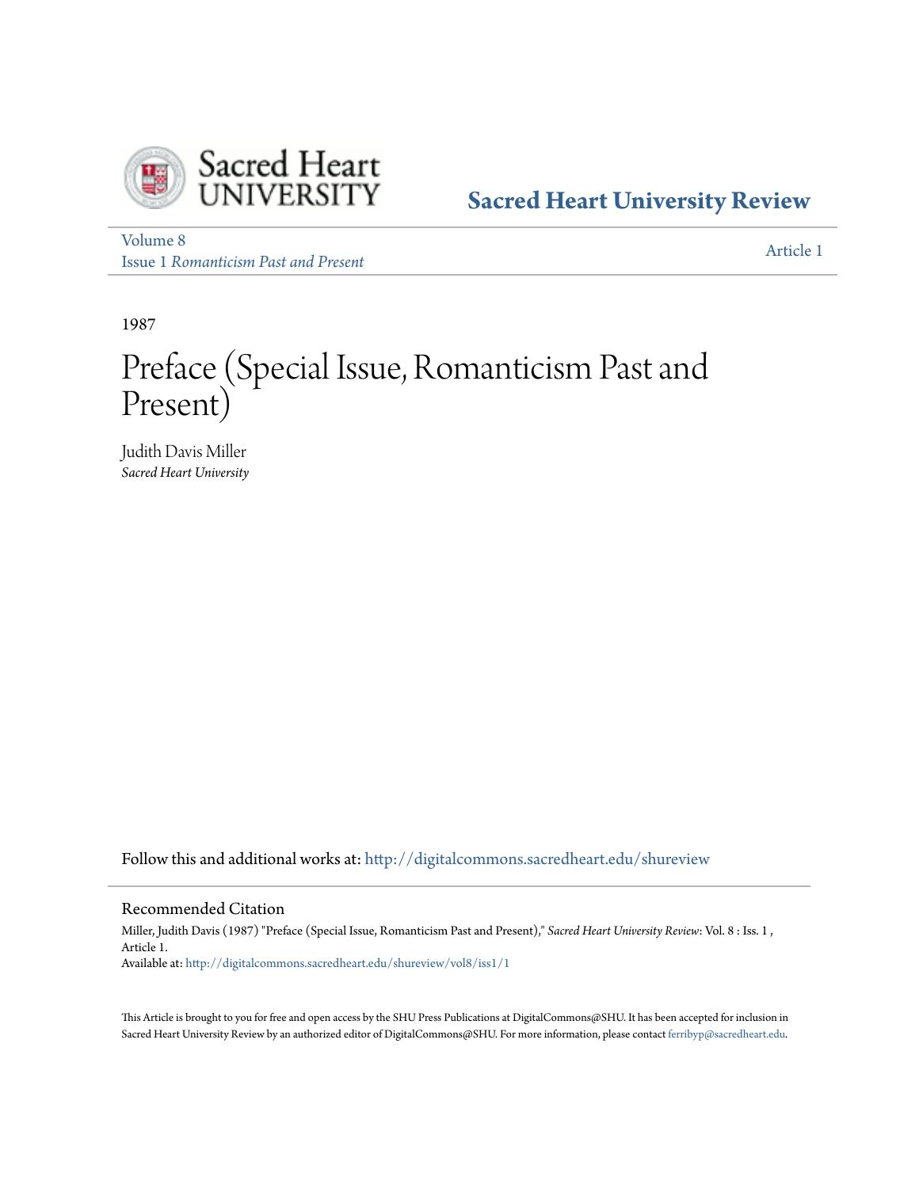Sacred Heart University

**Sacred Heart University Review**

Volume 8
Issue 1 *Romanticism Past and Present*

Article 1

1987

# Preface (Special Issue, Romanticism Past and Present)

Judith Davis Miller
*Sacred Heart University*

Follow this and additional works at: http://digitalcommons.sacredheart.edu/shureview

## Recommended Citation

Miller, Judith Davis (1987) "Preface (Special Issue, Romanticism Past and Present)," *Sacred Heart University Review*: Vol. 8 : Iss. 1 , Article 1.
Available at: http://digitalcommons.sacredheart.edu/shureview/vol8/iss1/1

This Article is brought to you for free and open access by the SHU Press Publications at DigitalCommons@SHU. It has been accepted for inclusion in Sacred Heart University Review by an authorized editor of DigitalCommons@SHU. For more information, please contact ferribyp@sacredheart.edu.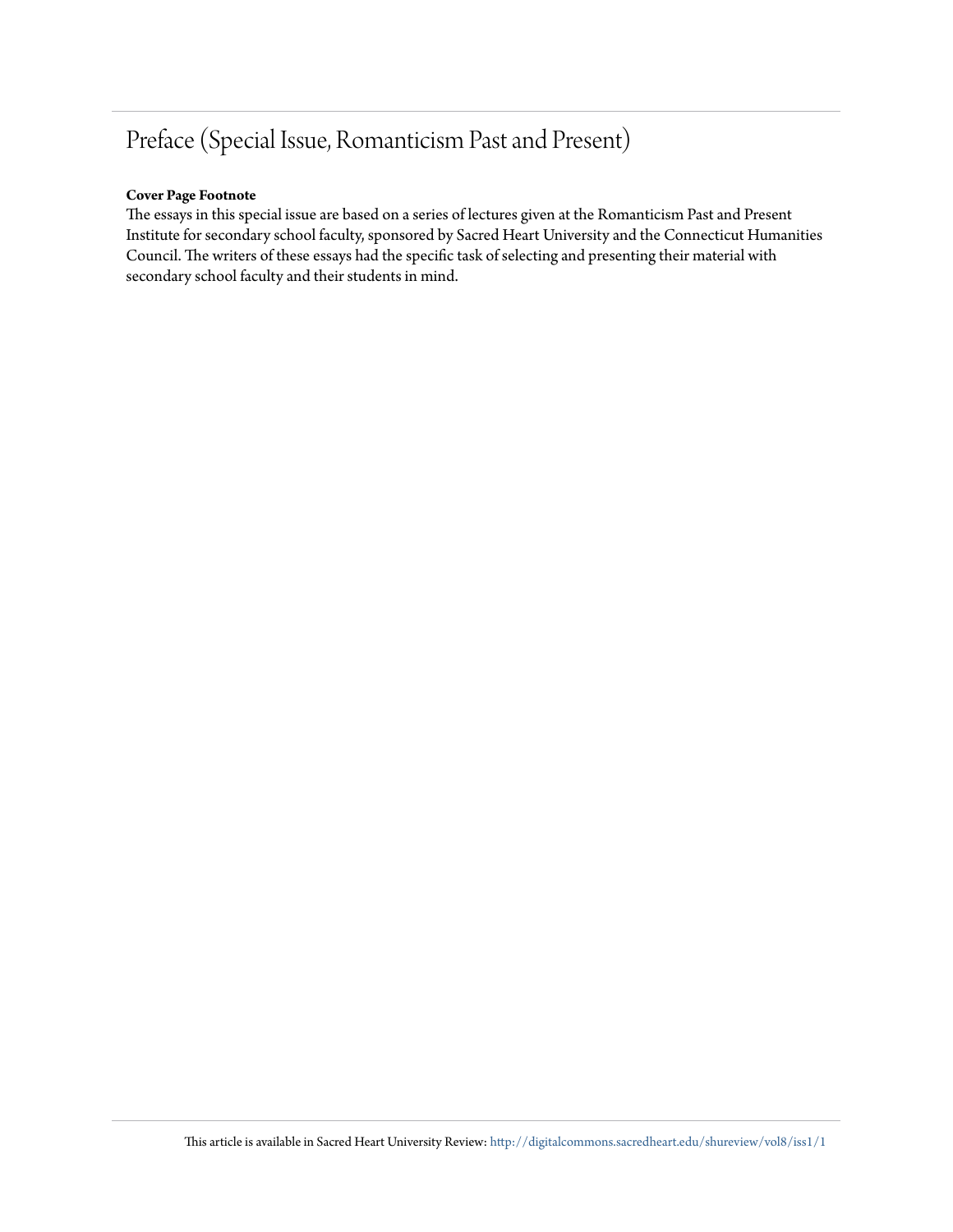# Preface (Special Issue, Romanticism Past and Present)

**Cover Page Footnote**

The essays in this special issue are based on a series of lectures given at the Romanticism Past and Present Institute for secondary school faculty, sponsored by Sacred Heart University and the Connecticut Humanities Council. The writers of these essays had the specific task of selecting and presenting their material with secondary school faculty and their students in mind.

This article is available in Sacred Heart University Review: http://digitalcommons.sacredheart.edu/shureview/vol8/iss1/1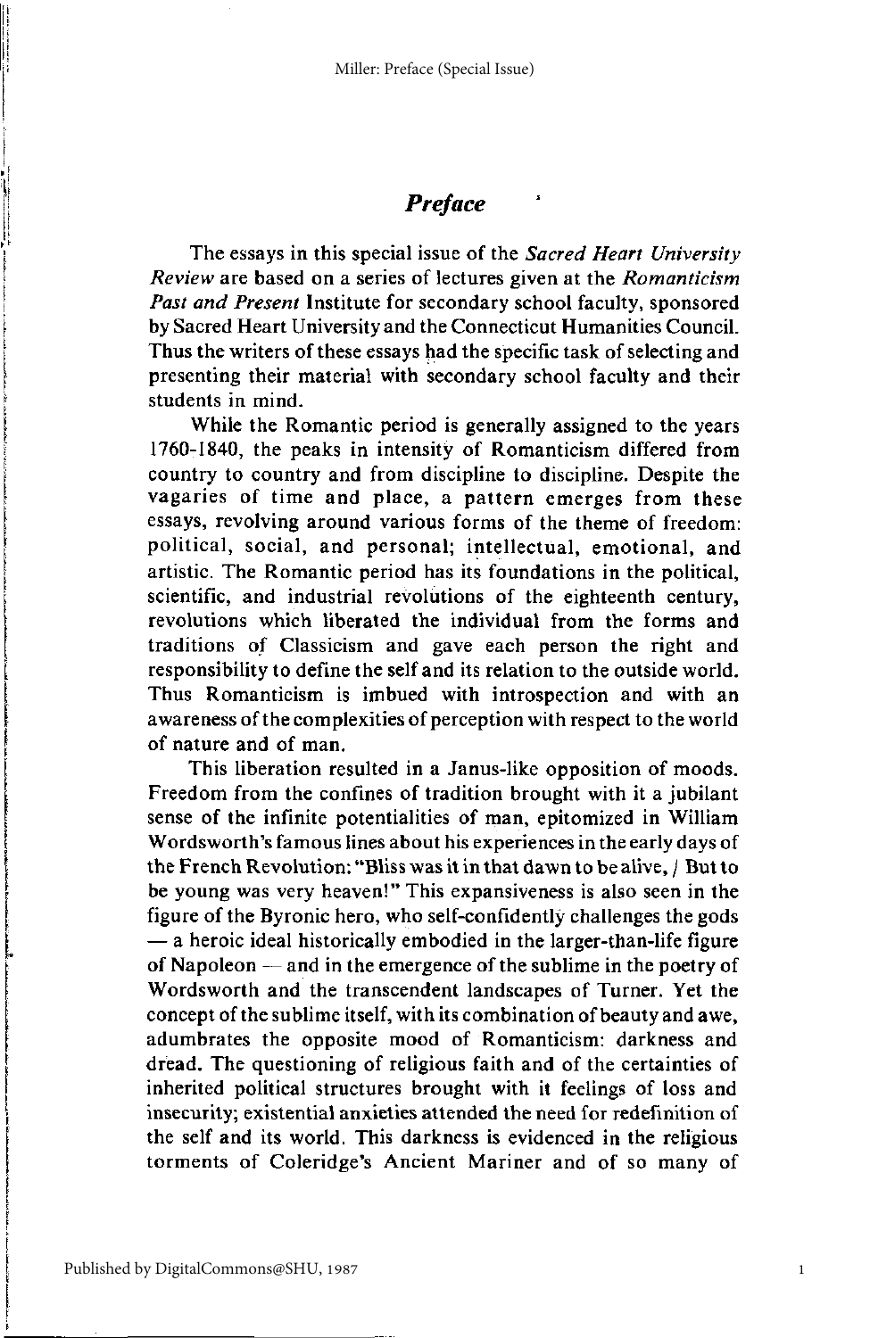## *Preface*

The essays in this special issue of the *Sacred Heart University Review* are based on a series of lectures given at the *Romanticism Past and Present* Institute for secondary school faculty, sponsored by Sacred Heart University and the Connecticut Humanities Council. Thus the writers of these essays had the specific task of selecting and presenting their material with secondary school faculty and their students in mind.

While the Romantic period is generally assigned to the years 1760-1840, the peaks in intensity of Romanticism differed from country to country and from discipline to discipline. Despite the vagaries of time and place, a pattern emerges from these essays, revolving around various forms of the theme of freedom: political, social, and personal; intellectual, emotional, and artistic. The Romantic period has its foundations in the political, scientific, and industrial revolutions of the eighteenth century, revolutions which liberated the individual from the forms and traditions of Classicism and gave each person the right and responsibility to define the self and its relation to the outside world. Thus Romanticism is imbued with introspection and with an awareness of the complexities of perception with respect to the world of nature and of man.

This liberation resulted in a Janus-like opposition of moods. Freedom from the confines of tradition brought with it a jubilant sense of the infinite potentialities of man, epitomized in William Wordsworth's famous lines about his experiences in the early days of the French Revolution: "Bliss was it in that dawn to be alive, / But to be young was very heaven!" This expansiveness is also seen in the figure of the Byronic hero, who self-confidently challenges the gods — a heroic ideal historically embodied in the larger-than-life figure of Napoleon — and in the emergence of the sublime in the poetry of Wordsworth and the transcendent landscapes of Turner. Yet the concept of the sublime itself, with its combination of beauty and awe, adumbrates the opposite mood of Romanticism: darkness and dread. The questioning of religious faith and of the certainties of inherited political structures brought with it feelings of loss and insecurity; existential anxieties attended the need for redefinition of the self and its world. This darkness is evidenced in the religious torments of Coleridge's Ancient Mariner and of so many of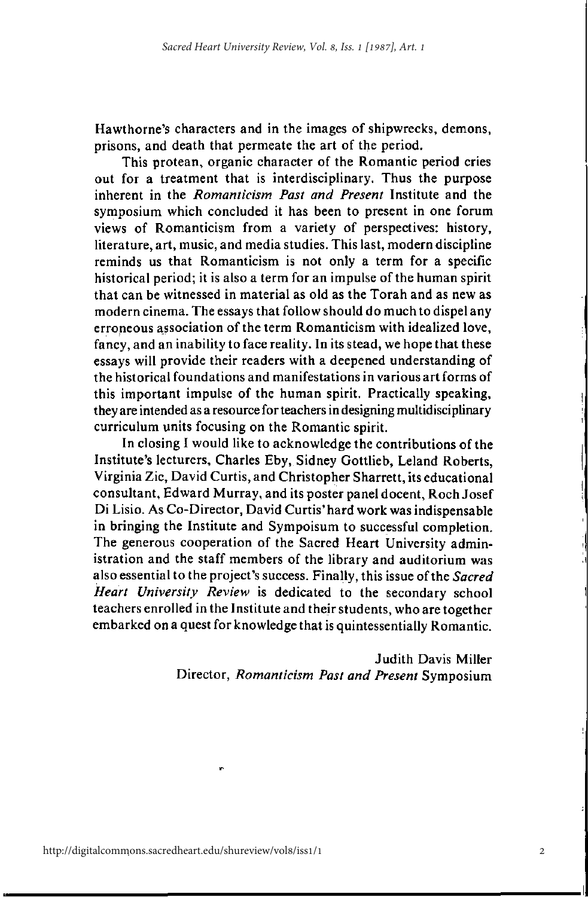Hawthorne's characters and in the images of shipwrecks, demons, prisons, and death that permeate the art of the period.

This protean, organic character of the Romantic period cries out for a treatment that is interdisciplinary. Thus the purpose inherent in the *Romanticism Past and Present* Institute and the symposium which concluded it has been to present in one forum views of Romanticism from a variety of perspectives: history, literature, art, music, and media studies. This last, modern discipline reminds us that Romanticism is not only a term for a specific historical period; it is also a term for an impulse of the human spirit that can be witnessed in material as old as the Torah and as new as modern cinema. The essays that follow should do much to dispel any erroneous association of the term Romanticism with idealized love, fancy, and an inability to face reality. In its stead, we hope that these essays will provide their readers with a deepened understanding of the historical foundations and manifestations in various art forms of this important impulse of the human spirit. Practically speaking, they are intended as a resource for teachers in designing multidisciplinary curriculum units focusing on the Romantic spirit.

In closing I would like to acknowledge the contributions of the Institute's lecturers, Charles Eby, Sidney Gottlieb, Leland Roberts, Virginia Zic, David Curtis, and Christopher Sharrett, its educational consultant, Edward Murray, and its poster panel docent, Roch Josef Di Lisio. As Co-Director, David Curtis' hard work was indispensable in bringing the Institute and Sympoisum to successful completion. The generous cooperation of the Sacred Heart University administration and the staff members of the library and auditorium was also essential to the project's success. Finally, this issue of the *Sacred Heart University Review* is dedicated to the secondary school teachers enrolled in the Institute and their students, who are together embarked on a quest for knowledge that is quintessentially Romantic.

Judith Davis Miller
Director, *Romanticism Past and Present* Symposium